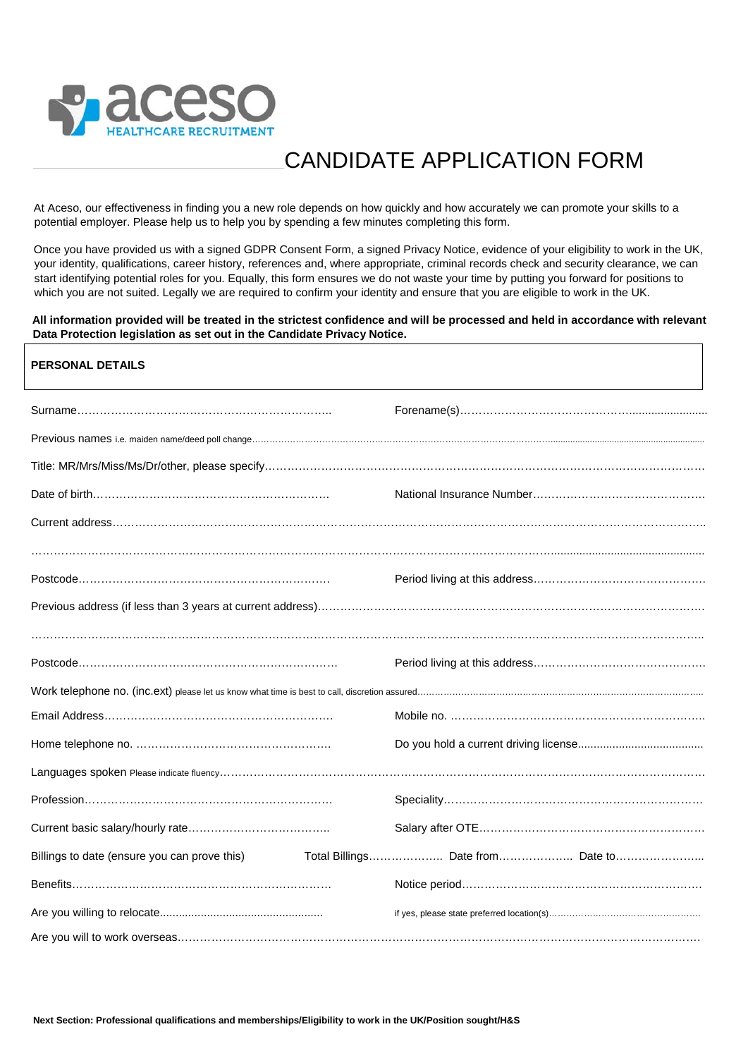aceso HEALTHCARE RECRUITMENT

# CANDIDATE APPLICATION FORM

At Aceso, our effectiveness in finding you a new role depends on how quickly and how accurately we can promote your skills to a potential employer. Please help us to help you by spending a few minutes completing this form.

Once you have provided us with a signed GDPR Consent Form, a signed Privacy Notice, evidence of your eligibility to work in the UK, your identity, qualifications, career history, references and, where appropriate, criminal records check and security clearance, we can start identifying potential roles for you. Equally, this form ensures we do not waste your time by putting you forward for positions to which you are not suited. Legally we are required to confirm your identity and ensure that you are eligible to work in the UK.

**All information provided will be treated in the strictest confidence and will be processed and held in accordance with relevant Data Protection legislation as set out in the Candidate Privacy Notice.**

## PERSONAL DETAILS

Surname……………………………………………………………… Forename(s)……………………………………………………………

Previous names i.e. maiden name/deed poll change……………………………………………………………………………………………

Title: MR/Mrs/Miss/Ms/Dr/other, please specify……………………………………………………………………………………………

Date of birth……………………………………………………… National Insurance Number………………………………………

Current address…………………………………………………………………………………………………………………………………

…………………………………………………………………………………………………………………………………………………………

Postcode……………………………………………………………… Period living at this address………………………………………

Previous address (if less than 3 years at current address)………………………………………………………………………………

…………………………………………………………………………………………………………………………………………………………

Postcode……………………………………………………………… Period living at this address………………………………………

Work telephone no. (inc.ext) please let us know what time is best to call, discretion assured……………………………………

Email Address……………………………………………………… Mobile no. ……………………………………………………………

Home telephone no. ……………………………………………… Do you hold a current driving license………………………………

Languages spoken Please indicate fluency……………………………………………………………………………………………………

Profession…………………………………………………………… Speciality……………………………………………………………

Current basic salary/hourly rate………………………………… Salary after OTE……………………………………………………

Billings to date (ensure you can prove this) Total Billings……………… Date from……………… Date to………………

Benefits……………………………………………………………… Notice period…………………………………………………………

Are you willing to relocate……………………………………… if yes, please state preferred location(s)……………………………

Are you will to work overseas……………………………………………………………………………………………………………………

**Next Section: Professional qualifications and memberships/Eligibility to work in the UK/Position sought/H&S**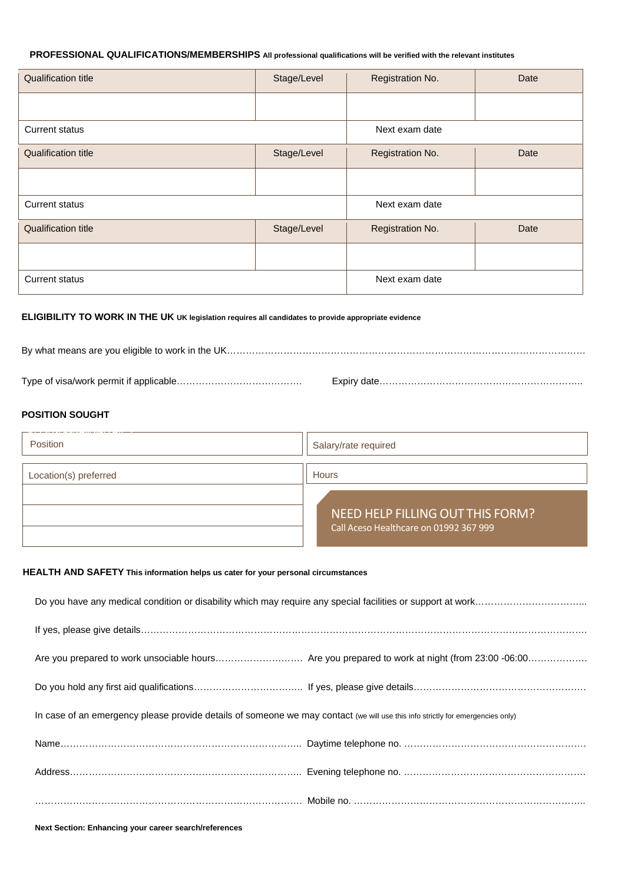**PROFESSIONAL QUALIFICATIONS/MEMBERSHIPS** **All professional qualifications will be verified with the relevant institutes**

| Qualification title | Stage/Level | Registration No. | Date |
|---|---|---|---|
| | | | |
| Current status | | Next exam date | |
| Qualification title | Stage/Level | Registration No. | Date |
| | | | |
| Current status | | Next exam date | |
| Qualification title | Stage/Level | Registration No. | Date |
| | | | |
| Current status | | Next exam date | |

**ELIGIBILITY TO WORK IN THE UK** **UK legislation requires all candidates to provide appropriate evidence**

By what means are you eligible to work in the UK…………………………………………………………………………………………………

Type of visa/work permit if applicable………………………………… Expiry date…………………………………………………………..

**POSITION SOUGHT**

| Position | Salary/rate required |
|---|---|
| Location(s) preferred | Hours |
| | |
| | |
| | |

NEED HELP FILLING OUT THIS FORM?
Call Aceso Healthcare on 01992 367 999

**HEALTH AND SAFETY** **This information helps us cater for your personal circumstances**

Do you have any medical condition or disability which may require any special facilities or support at work……………………………...

If yes, please give details……………………………………………………………………………………………………………………………

Are you prepared to work unsociable hours………………………. Are you prepared to work at night (from 23:00 -06:00………………

Do you hold any first aid qualifications…………………………….. If yes, please give details………………………………………………

In case of an emergency please provide details of someone we may contact (we will use this info strictly for emergencies only)

Name…………………………………………………………………….. Daytime telephone no. …………………………………………………

Address………………………………………………………………….. Evening telephone no. …………………………………………………

……………………………………………………………………………. Mobile no. ………………………………………………………………..

**Next Section: Enhancing your career search/references**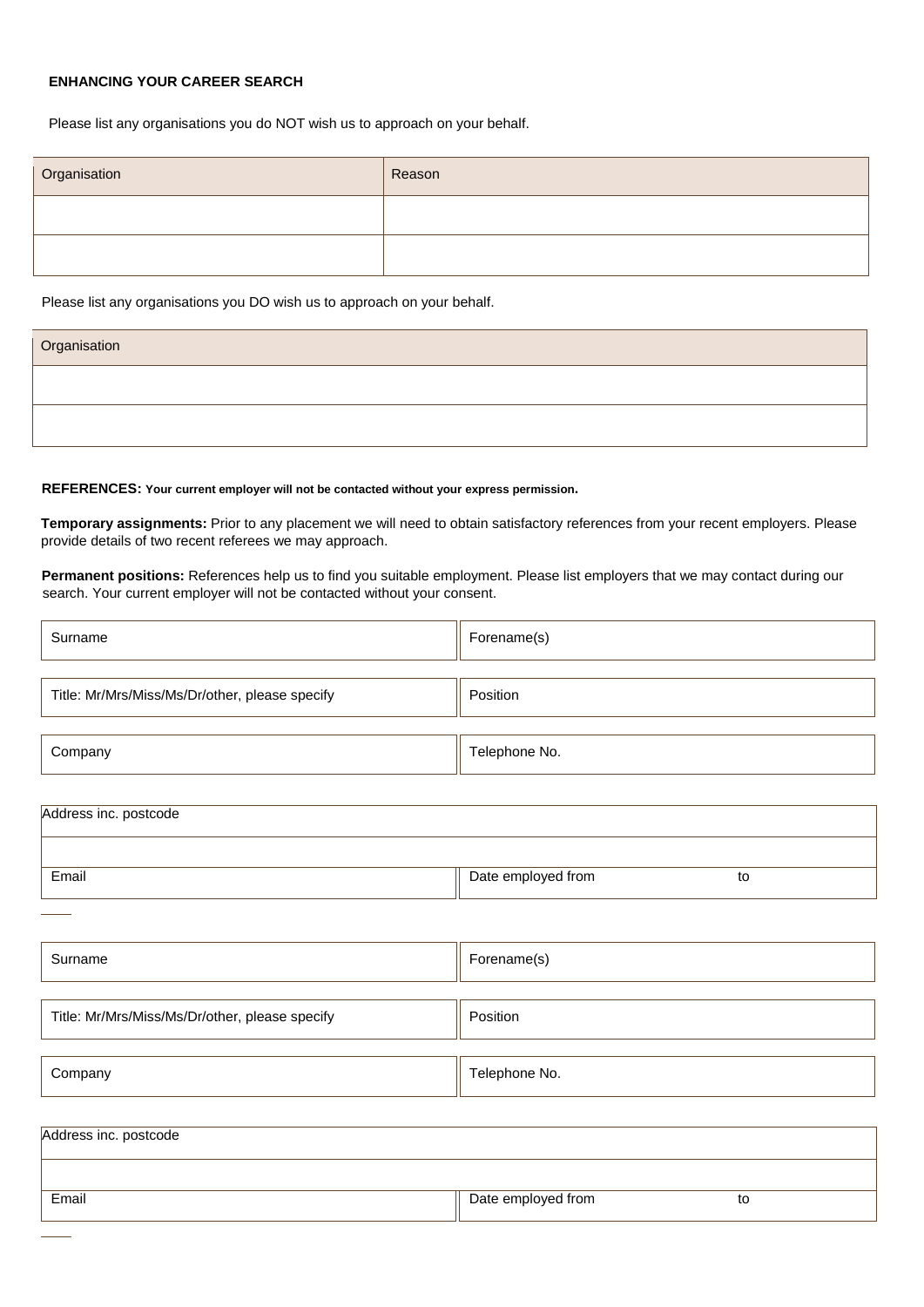**ENHANCING YOUR CAREER SEARCH**

Please list any organisations you do NOT wish us to approach on your behalf.

| Organisation | Reason |
|---|---|
| | |
| | |

Please list any organisations you DO wish us to approach on your behalf.

| Organisation |
|---|
| |
| |

**REFERENCES: Your current employer will not be contacted without your express permission.**

**Temporary assignments:** Prior to any placement we will need to obtain satisfactory references from your recent employers. Please provide details of two recent referees we may approach.

**Permanent positions:** References help us to find you suitable employment. Please list employers that we may contact during our search. Your current employer will not be contacted without your consent.

| | |
|---|---|
| Surname | Forename(s) |
| Title: Mr/Mrs/Miss/Ms/Dr/other, please specify | Position |
| Company | Telephone No. |

| | |
|---|---|
| Address inc. postcode | |
| | |
| Email | Date employed from to |

| | |
|---|---|
| Surname | Forename(s) |
| Title: Mr/Mrs/Miss/Ms/Dr/other, please specify | Position |
| Company | Telephone No. |

| | |
|---|---|
| Address inc. postcode | |
| | |
| Email | Date employed from to |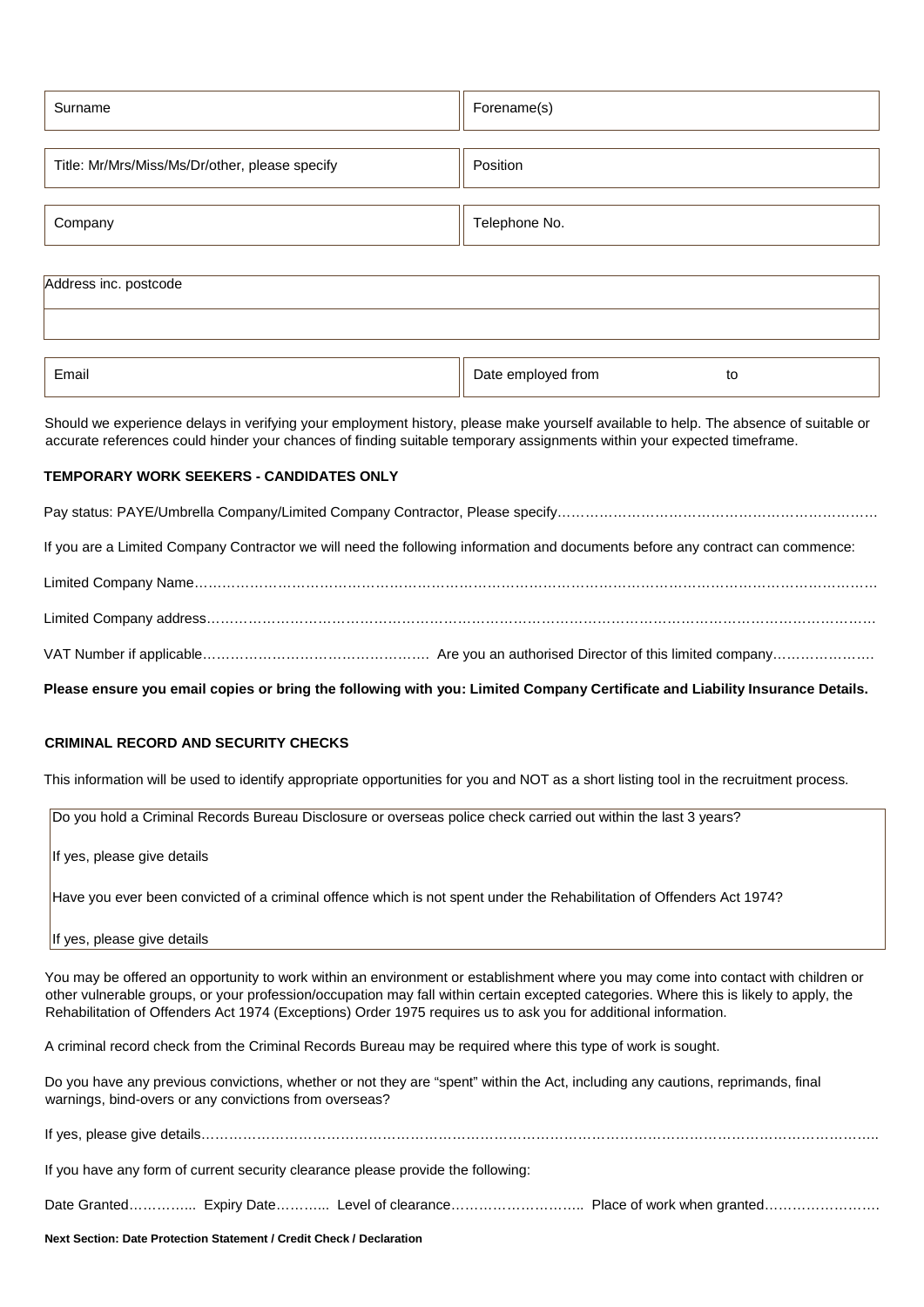| Surname | Forename(s) |
|---|---|
| Title: Mr/Mrs/Miss/Ms/Dr/other, please specify | Position |
| Company | Telephone No. |

| Address inc. postcode |
|---|
| |

| Email | Date employed from to |
|---|---|

Should we experience delays in verifying your employment history, please make yourself available to help. The absence of suitable or accurate references could hinder your chances of finding suitable temporary assignments within your expected timeframe.

**TEMPORARY WORK SEEKERS - CANDIDATES ONLY**

Pay status: PAYE/Umbrella Company/Limited Company Contractor, Please specify…………………………………………………………

If you are a Limited Company Contractor we will need the following information and documents before any contract can commence:

Limited Company Name……………………………………………………………………………………………………………………………

Limited Company address…………………………………………………………………………………………………………………………

VAT Number if applicable…………………………………………. Are you an authorised Director of this limited company………………….

**Please ensure you email copies or bring the following with you: Limited Company Certificate and Liability Insurance Details.**

**CRIMINAL RECORD AND SECURITY CHECKS**

This information will be used to identify appropriate opportunities for you and NOT as a short listing tool in the recruitment process.

Do you hold a Criminal Records Bureau Disclosure or overseas police check carried out within the last 3 years?

If yes, please give details

Have you ever been convicted of a criminal offence which is not spent under the Rehabilitation of Offenders Act 1974?

If yes, please give details

You may be offered an opportunity to work within an environment or establishment where you may come into contact with children or other vulnerable groups, or your profession/occupation may fall within certain excepted categories. Where this is likely to apply, the Rehabilitation of Offenders Act 1974 (Exceptions) Order 1975 requires us to ask you for additional information.

A criminal record check from the Criminal Records Bureau may be required where this type of work is sought.

Do you have any previous convictions, whether or not they are "spent" within the Act, including any cautions, reprimands, final warnings, bind-overs or any convictions from overseas?

If yes, please give details……………………………………………………………………………………………………………………..

If you have any form of current security clearance please provide the following:

Date Granted………….. Expiry Date……….. Level of clearance……………………….. Place of work when granted…………………….

**Next Section: Date Protection Statement / Credit Check / Declaration**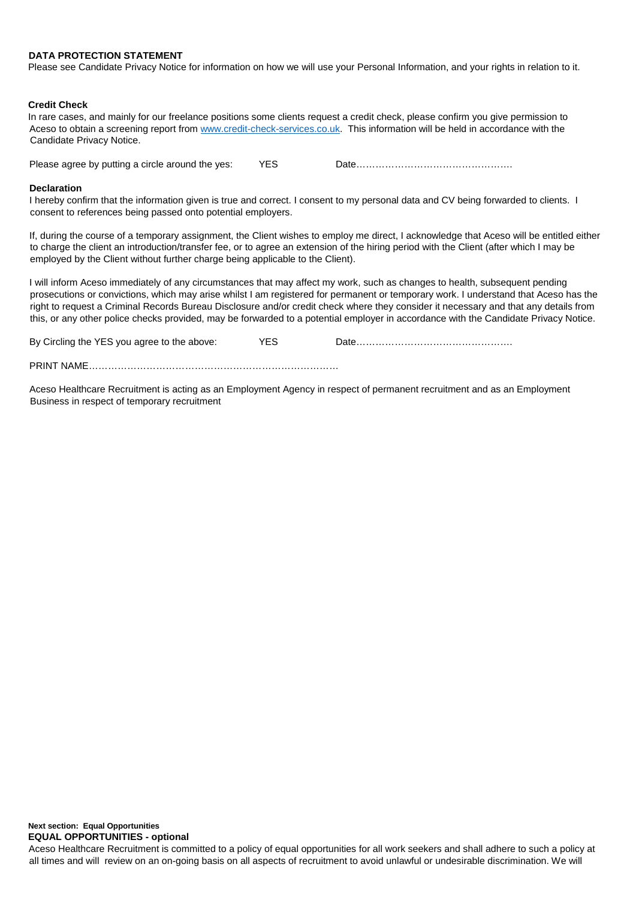**DATA PROTECTION STATEMENT**

Please see Candidate Privacy Notice for information on how we will use your Personal Information, and your rights in relation to it.

**Credit Check**

In rare cases, and mainly for our freelance positions some clients request a credit check, please confirm you give permission to Aceso to obtain a screening report from www.credit-check-services.co.uk. This information will be held in accordance with the Candidate Privacy Notice.

Please agree by putting a circle around the yes: YES Date………………………………………….

**Declaration**

I hereby confirm that the information given is true and correct. I consent to my personal data and CV being forwarded to clients. I consent to references being passed onto potential employers.

If, during the course of a temporary assignment, the Client wishes to employ me direct, I acknowledge that Aceso will be entitled either to charge the client an introduction/transfer fee, or to agree an extension of the hiring period with the Client (after which I may be employed by the Client without further charge being applicable to the Client).

I will inform Aceso immediately of any circumstances that may affect my work, such as changes to health, subsequent pending prosecutions or convictions, which may arise whilst I am registered for permanent or temporary work. I understand that Aceso has the right to request a Criminal Records Bureau Disclosure and/or credit check where they consider it necessary and that any details from this, or any other police checks provided, may be forwarded to a potential employer in accordance with the Candidate Privacy Notice.

By Circling the YES you agree to the above: YES Date………………………………………….

PRINT NAME……………………………………………………………………

Aceso Healthcare Recruitment is acting as an Employment Agency in respect of permanent recruitment and as an Employment Business in respect of temporary recruitment

**Next section: Equal Opportunities**

**EQUAL OPPORTUNITIES - optional**

Aceso Healthcare Recruitment is committed to a policy of equal opportunities for all work seekers and shall adhere to such a policy at all times and will review on an on-going basis on all aspects of recruitment to avoid unlawful or undesirable discrimination. We will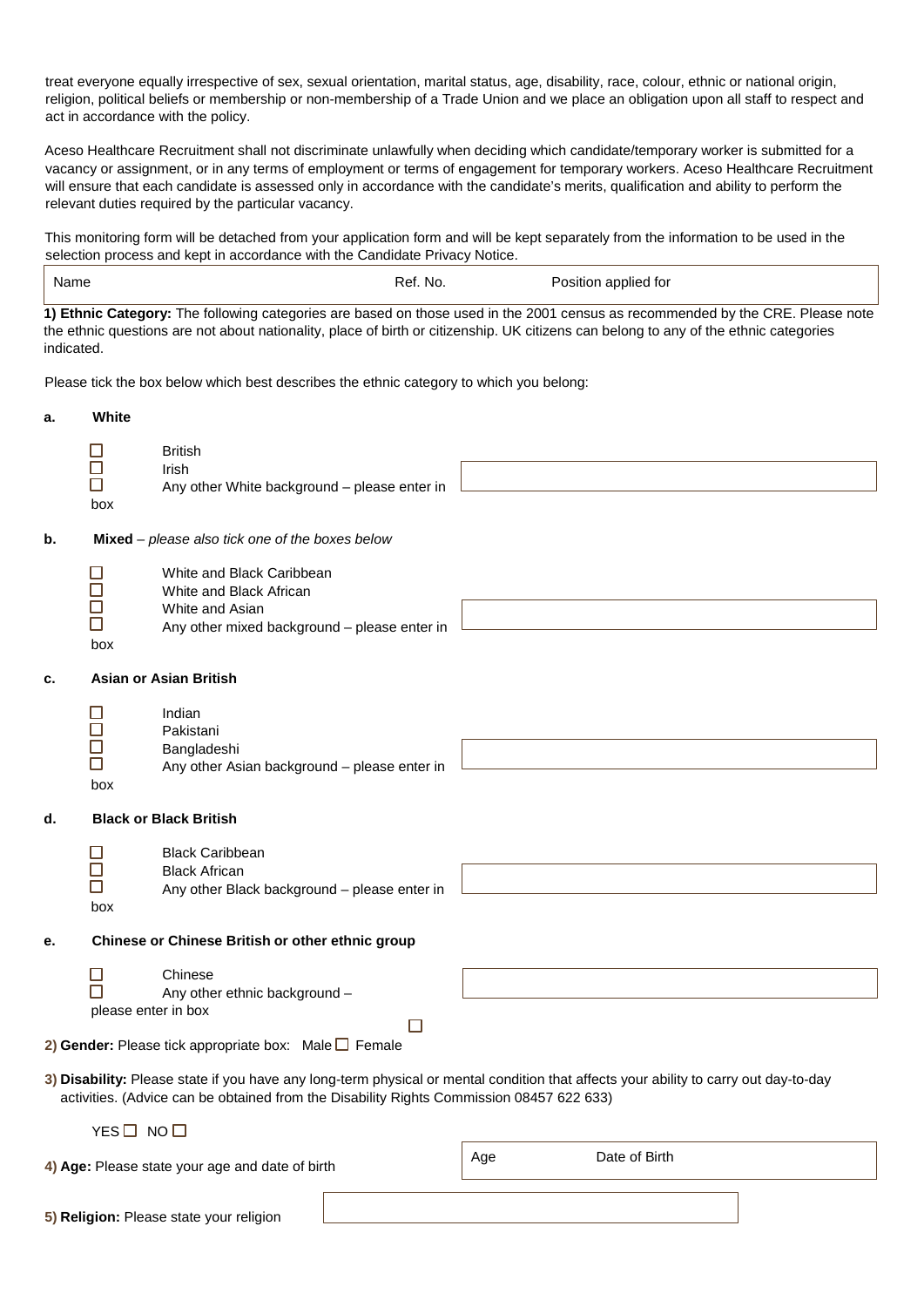treat everyone equally irrespective of sex, sexual orientation, marital status, age, disability, race, colour, ethnic or national origin, religion, political beliefs or membership or non-membership of a Trade Union and we place an obligation upon all staff to respect and act in accordance with the policy.

Aceso Healthcare Recruitment shall not discriminate unlawfully when deciding which candidate/temporary worker is submitted for a vacancy or assignment, or in any terms of employment or terms of engagement for temporary workers. Aceso Healthcare Recruitment will ensure that each candidate is assessed only in accordance with the candidate's merits, qualification and ability to perform the relevant duties required by the particular vacancy.

This monitoring form will be detached from your application form and will be kept separately from the information to be used in the selection process and kept in accordance with the Candidate Privacy Notice.

| Name | Ref. No. | Position applied for |
|---|---|---|

**1) Ethnic Category:** The following categories are based on those used in the 2001 census as recommended by the CRE. Please note the ethnic questions are not about nationality, place of birth or citizenship. UK citizens can belong to any of the ethnic categories indicated.

Please tick the box below which best describes the ethnic category to which you belong:

**a. White**

- ☐ British
- ☐ Irish
- ☐ Any other White background – please enter in box

**b. Mixed** – *please also tick one of the boxes below*

- ☐ White and Black Caribbean
- ☐ White and Black African
- ☐ White and Asian
- ☐ Any other mixed background – please enter in box

**c. Asian or Asian British**

- ☐ Indian
- ☐ Pakistani
- ☐ Bangladeshi
- ☐ Any other Asian background – please enter in box

**d. Black or Black British**

- ☐ Black Caribbean
- ☐ Black African
- ☐ Any other Black background – please enter in box

**e. Chinese or Chinese British or other ethnic group**

- ☐ Chinese
- ☐ Any other ethnic background – please enter in box

**2) Gender:** Please tick appropriate box: Male ☐ Female ☐

**3) Disability:** Please state if you have any long-term physical or mental condition that affects your ability to carry out day-to-day activities. (Advice can be obtained from the Disability Rights Commission 08457 622 633)

YES ☐ NO ☐

**4) Age:** Please state your age and date of birth

| Age | Date of Birth |
|---|---|

**5) Religion:** Please state your religion